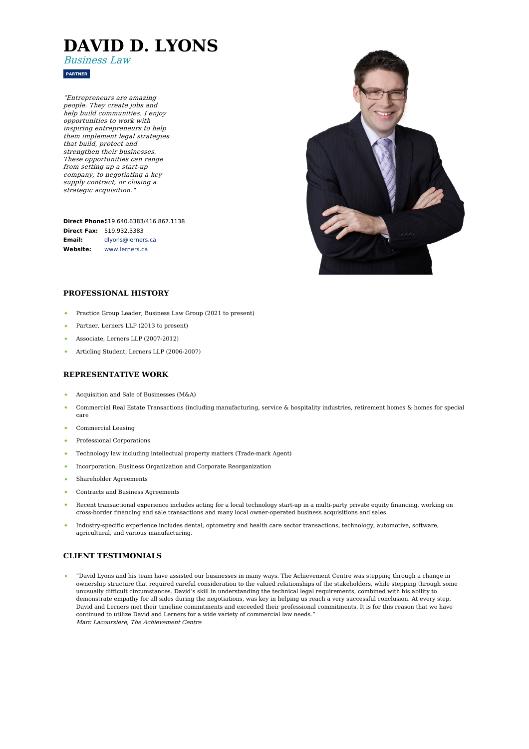# DAVID D. LYONS

*Business Law*

**PARTNER**

*"Entrepreneurs are amazing people. They create jobs and help build communities. I enjoy opportunities to work with inspiring entrepreneurs to help them implement legal strategies that build, protect and strengthen their businesses. These opportunities can range from setting up a start-up company, to negotiating a key supply contract, or closing a strategic acquisition."*

**Direct Phone:** 519.640.6383/416.867.1138
**Direct Fax:** 519.932.3383
**Email:** dlyons@lerners.ca
**Website:** www.lerners.ca

## PROFESSIONAL HISTORY

- Practice Group Leader, Business Law Group (2021 to present)
- Partner, Lerners LLP (2013 to present)
- Associate, Lerners LLP (2007-2012)
- Articling Student, Lerners LLP (2006-2007)

## REPRESENTATIVE WORK

- Acquisition and Sale of Businesses (M&A)
- Commercial Real Estate Transactions (including manufacturing, service & hospitality industries, retirement homes & homes for special care
- Commercial Leasing
- Professional Corporations
- Technology law including intellectual property matters (Trade-mark Agent)
- Incorporation, Business Organization and Corporate Reorganization
- Shareholder Agreements
- Contracts and Business Agreements
- Recent transactional experience includes acting for a local technology start-up in a multi-party private equity financing, working on cross-border financing and sale transactions and many local owner-operated business acquisitions and sales.
- Industry-specific experience includes dental, optometry and health care sector transactions, technology, automotive, software, agricultural, and various manufacturing.

## CLIENT TESTIMONIALS

- "David Lyons and his team have assisted our businesses in many ways. The Achievement Centre was stepping through a change in ownership structure that required careful consideration to the valued relationships of the stakeholders, while stepping through some unusually difficult circumstances. David's skill in understanding the technical legal requirements, combined with his ability to demonstrate empathy for all sides during the negotiations, was key in helping us reach a very successful conclusion. At every step, David and Lerners met their timeline commitments and exceeded their professional commitments. It is for this reason that we have continued to utilize David and Lerners for a wide variety of commercial law needs."
  *Marc Lacoursiere, The Achievement Centre*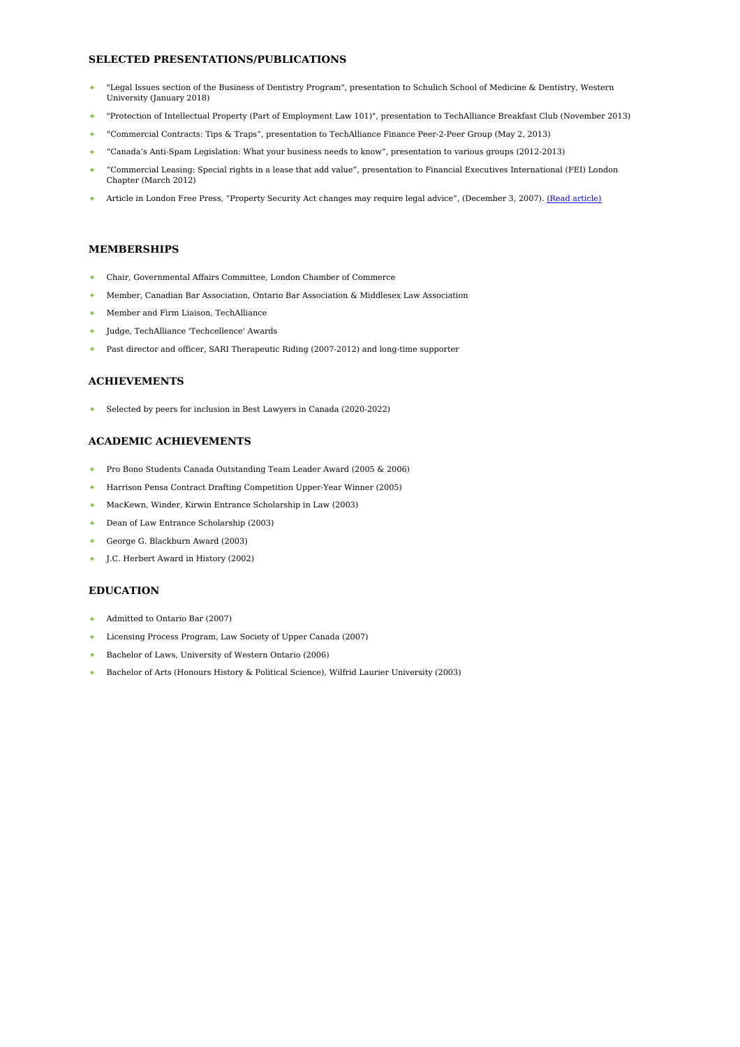## SELECTED PRESENTATIONS/PUBLICATIONS

- "Legal Issues section of the Business of Dentistry Program", presentation to Schulich School of Medicine & Dentistry, Western University (January 2018)
- "Protection of Intellectual Property (Part of Employment Law 101)", presentation to TechAlliance Breakfast Club (November 2013)
- "Commercial Contracts: Tips & Traps", presentation to TechAlliance Finance Peer-2-Peer Group (May 2, 2013)
- "Canada's Anti-Spam Legislation: What your business needs to know", presentation to various groups (2012-2013)
- "Commercial Leasing: Special rights in a lease that add value", presentation to Financial Executives International (FEI) London Chapter (March 2012)
- Article in London Free Press, "Property Security Act changes may require legal advice", (December 3, 2007). (Read article)

## MEMBERSHIPS

- Chair, Governmental Affairs Committee, London Chamber of Commerce
- Member, Canadian Bar Association, Ontario Bar Association & Middlesex Law Association
- Member and Firm Liaison, TechAlliance
- Judge, TechAlliance 'Techcellence' Awards
- Past director and officer, SARI Therapeutic Riding (2007-2012) and long-time supporter

## ACHIEVEMENTS

- Selected by peers for inclusion in Best Lawyers in Canada (2020-2022)

## ACADEMIC ACHIEVEMENTS

- Pro Bono Students Canada Outstanding Team Leader Award (2005 & 2006)
- Harrison Pensa Contract Drafting Competition Upper-Year Winner (2005)
- MacKewn, Winder, Kirwin Entrance Scholarship in Law (2003)
- Dean of Law Entrance Scholarship (2003)
- George G. Blackburn Award (2003)
- J.C. Herbert Award in History (2002)

## EDUCATION

- Admitted to Ontario Bar (2007)
- Licensing Process Program, Law Society of Upper Canada (2007)
- Bachelor of Laws, University of Western Ontario (2006)
- Bachelor of Arts (Honours History & Political Science), Wilfrid Laurier University (2003)